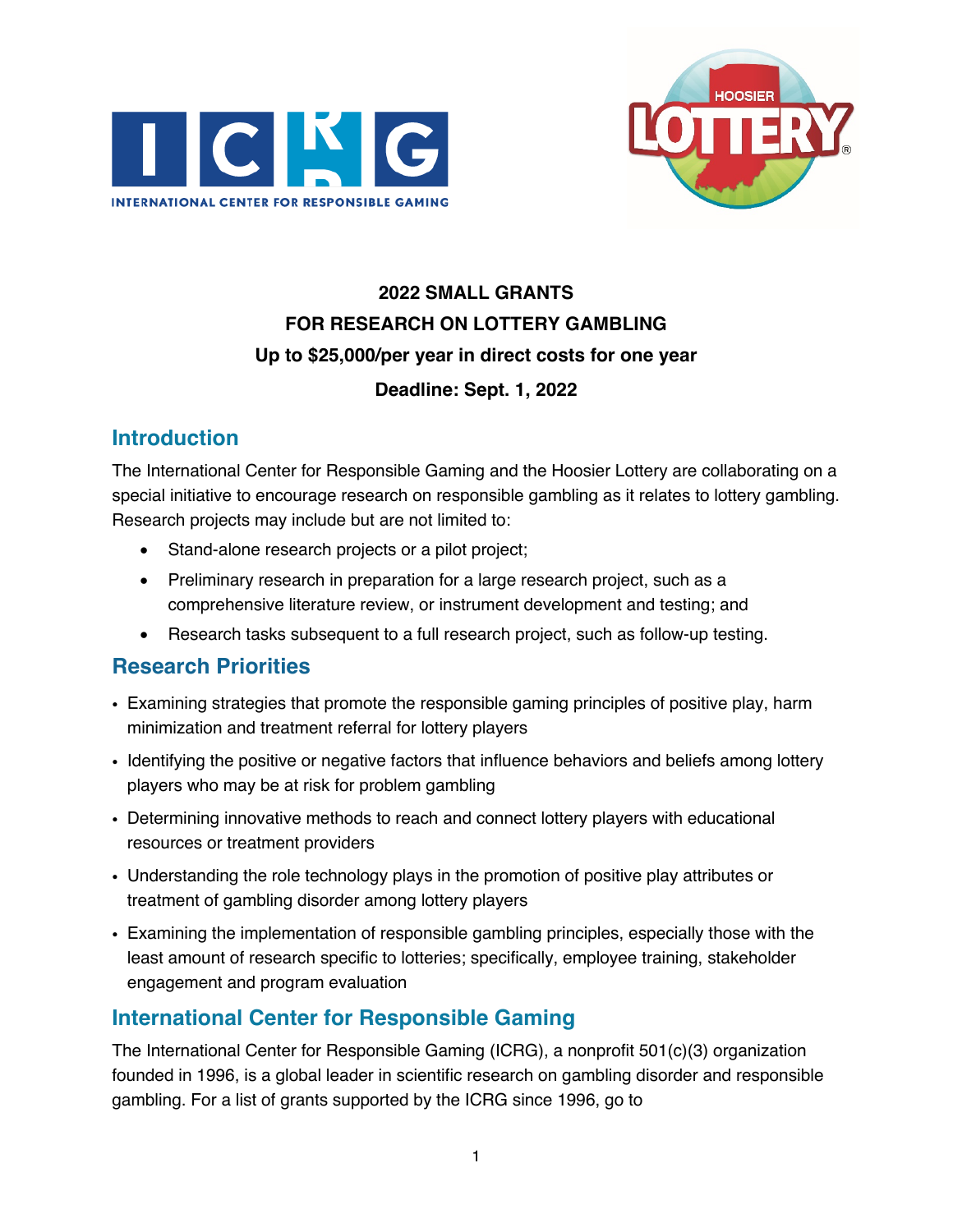**2022 SMALL GRANTS**

**FOR RESEARCH ON LOTTERY GAMBLING**

**Up to $25,000/per year in direct costs for one year**

**Deadline: Sept. 1, 2022**

## Introduction

The International Center for Responsible Gaming and the Hoosier Lottery are collaborating on a special initiative to encourage research on responsible gambling as it relates to lottery gambling. Research projects may include but are not limited to:

- Stand-alone research projects or a pilot project;
- Preliminary research in preparation for a large research project, such as a comprehensive literature review, or instrument development and testing; and
- Research tasks subsequent to a full research project, such as follow-up testing.

## Research Priorities

- Examining strategies that promote the responsible gaming principles of positive play, harm minimization and treatment referral for lottery players
- Identifying the positive or negative factors that influence behaviors and beliefs among lottery players who may be at risk for problem gambling
- Determining innovative methods to reach and connect lottery players with educational resources or treatment providers
- Understanding the role technology plays in the promotion of positive play attributes or treatment of gambling disorder among lottery players
- Examining the implementation of responsible gambling principles, especially those with the least amount of research specific to lotteries; specifically, employee training, stakeholder engagement and program evaluation

## International Center for Responsible Gaming

The International Center for Responsible Gaming (ICRG), a nonprofit 501(c)(3) organization founded in 1996, is a global leader in scientific research on gambling disorder and responsible gambling. For a list of grants supported by the ICRG since 1996, go to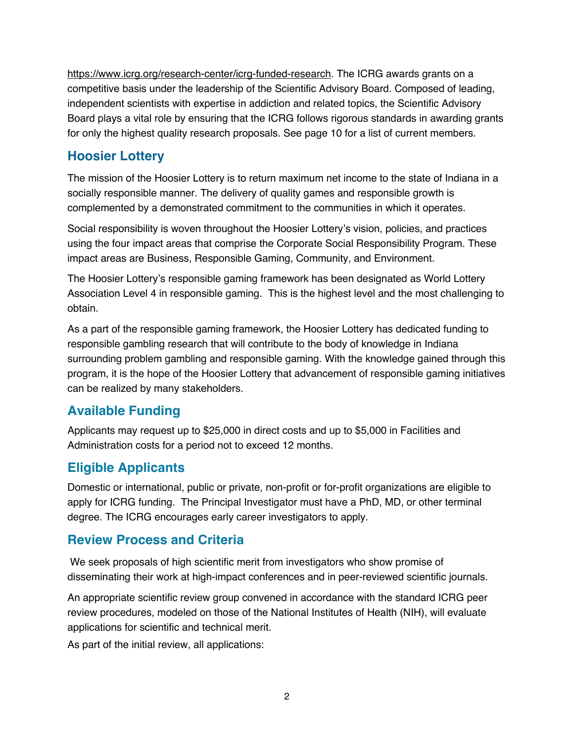https://www.icrg.org/research-center/icrg-funded-research. The ICRG awards grants on a competitive basis under the leadership of the Scientific Advisory Board. Composed of leading, independent scientists with expertise in addiction and related topics, the Scientific Advisory Board plays a vital role by ensuring that the ICRG follows rigorous standards in awarding grants for only the highest quality research proposals. See page 10 for a list of current members.

## Hoosier Lottery

The mission of the Hoosier Lottery is to return maximum net income to the state of Indiana in a socially responsible manner. The delivery of quality games and responsible growth is complemented by a demonstrated commitment to the communities in which it operates.

Social responsibility is woven throughout the Hoosier Lottery's vision, policies, and practices using the four impact areas that comprise the Corporate Social Responsibility Program. These impact areas are Business, Responsible Gaming, Community, and Environment.

The Hoosier Lottery's responsible gaming framework has been designated as World Lottery Association Level 4 in responsible gaming. This is the highest level and the most challenging to obtain.

As a part of the responsible gaming framework, the Hoosier Lottery has dedicated funding to responsible gambling research that will contribute to the body of knowledge in Indiana surrounding problem gambling and responsible gaming. With the knowledge gained through this program, it is the hope of the Hoosier Lottery that advancement of responsible gaming initiatives can be realized by many stakeholders.

## Available Funding

Applicants may request up to $25,000 in direct costs and up to $5,000 in Facilities and Administration costs for a period not to exceed 12 months.

## Eligible Applicants

Domestic or international, public or private, non-profit or for-profit organizations are eligible to apply for ICRG funding. The Principal Investigator must have a PhD, MD, or other terminal degree. The ICRG encourages early career investigators to apply.

## Review Process and Criteria

We seek proposals of high scientific merit from investigators who show promise of disseminating their work at high-impact conferences and in peer-reviewed scientific journals.

An appropriate scientific review group convened in accordance with the standard ICRG peer review procedures, modeled on those of the National Institutes of Health (NIH), will evaluate applications for scientific and technical merit.

As part of the initial review, all applications: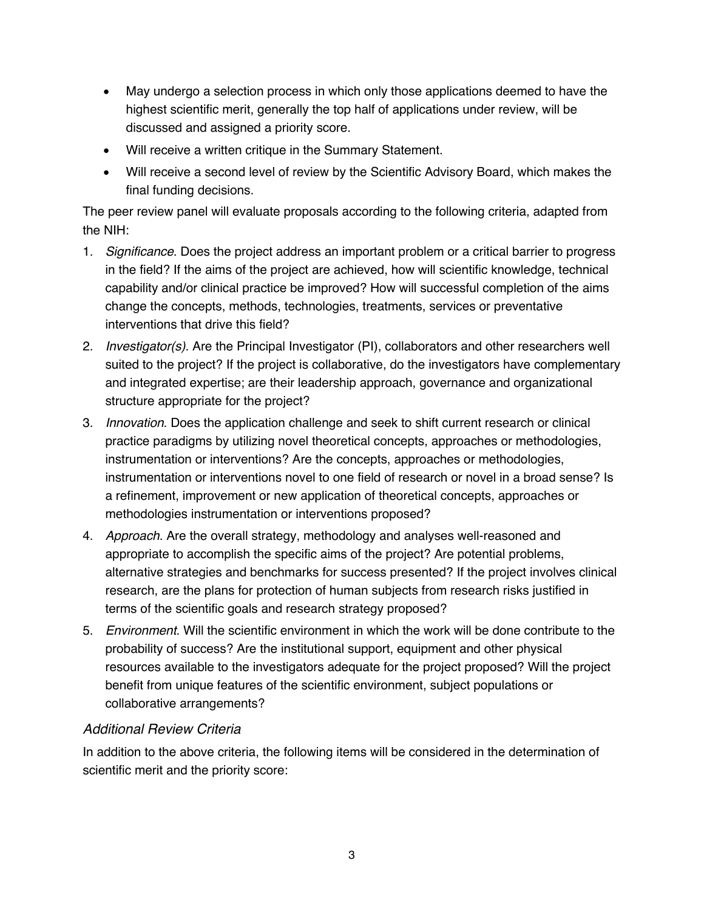- May undergo a selection process in which only those applications deemed to have the highest scientific merit, generally the top half of applications under review, will be discussed and assigned a priority score.
- Will receive a written critique in the Summary Statement.
- Will receive a second level of review by the Scientific Advisory Board, which makes the final funding decisions.

The peer review panel will evaluate proposals according to the following criteria, adapted from the NIH:

1. *Significance*. Does the project address an important problem or a critical barrier to progress in the field? If the aims of the project are achieved, how will scientific knowledge, technical capability and/or clinical practice be improved? How will successful completion of the aims change the concepts, methods, technologies, treatments, services or preventative interventions that drive this field?
2. *Investigator(s).* Are the Principal Investigator (PI), collaborators and other researchers well suited to the project? If the project is collaborative, do the investigators have complementary and integrated expertise; are their leadership approach, governance and organizational structure appropriate for the project?
3. *Innovation*. Does the application challenge and seek to shift current research or clinical practice paradigms by utilizing novel theoretical concepts, approaches or methodologies, instrumentation or interventions? Are the concepts, approaches or methodologies, instrumentation or interventions novel to one field of research or novel in a broad sense? Is a refinement, improvement or new application of theoretical concepts, approaches or methodologies instrumentation or interventions proposed?
4. *Approach*. Are the overall strategy, methodology and analyses well-reasoned and appropriate to accomplish the specific aims of the project? Are potential problems, alternative strategies and benchmarks for success presented? If the project involves clinical research, are the plans for protection of human subjects from research risks justified in terms of the scientific goals and research strategy proposed?
5. *Environment*. Will the scientific environment in which the work will be done contribute to the probability of success? Are the institutional support, equipment and other physical resources available to the investigators adequate for the project proposed? Will the project benefit from unique features of the scientific environment, subject populations or collaborative arrangements?

### *Additional Review Criteria*

In addition to the above criteria, the following items will be considered in the determination of scientific merit and the priority score: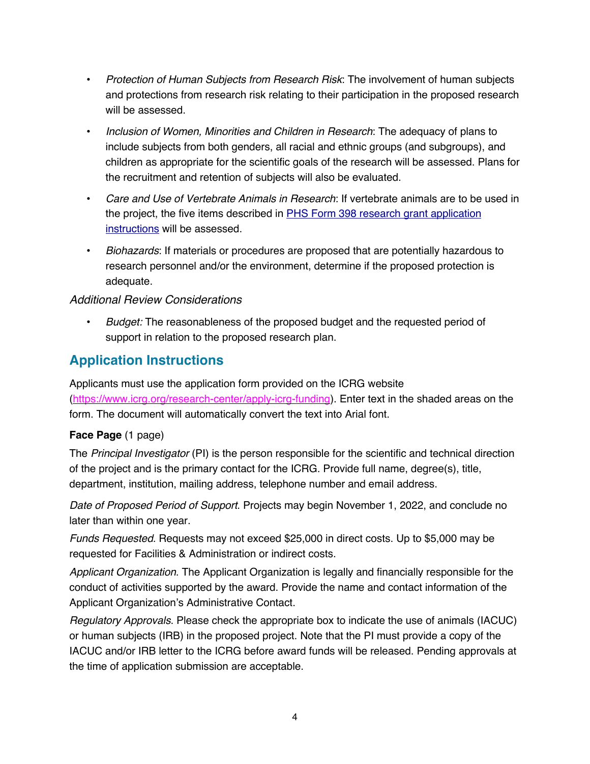- *Protection of Human Subjects from Research Risk*: The involvement of human subjects and protections from research risk relating to their participation in the proposed research will be assessed.
- *Inclusion of Women, Minorities and Children in Research*: The adequacy of plans to include subjects from both genders, all racial and ethnic groups (and subgroups), and children as appropriate for the scientific goals of the research will be assessed. Plans for the recruitment and retention of subjects will also be evaluated.
- *Care and Use of Vertebrate Animals in Research*: If vertebrate animals are to be used in the project, the five items described in [PHS Form 398 research grant application instructions]() will be assessed.
- *Biohazards*: If materials or procedures are proposed that are potentially hazardous to research personnel and/or the environment, determine if the proposed protection is adequate.

*Additional Review Considerations*

- *Budget:* The reasonableness of the proposed budget and the requested period of support in relation to the proposed research plan.

## Application Instructions

Applicants must use the application form provided on the ICRG website ([https://www.icrg.org/research-center/apply-icrg-funding](https://www.icrg.org/research-center/apply-icrg-funding)). Enter text in the shaded areas on the form. The document will automatically convert the text into Arial font.

**Face Page** (1 page)

The *Principal Investigator* (PI) is the person responsible for the scientific and technical direction of the project and is the primary contact for the ICRG. Provide full name, degree(s), title, department, institution, mailing address, telephone number and email address.

*Date of Proposed Period of Support*. Projects may begin November 1, 2022, and conclude no later than within one year.

*Funds Requested*. Requests may not exceed $25,000 in direct costs. Up to $5,000 may be requested for Facilities & Administration or indirect costs.

*Applicant Organization*. The Applicant Organization is legally and financially responsible for the conduct of activities supported by the award. Provide the name and contact information of the Applicant Organization's Administrative Contact.

*Regulatory Approvals*. Please check the appropriate box to indicate the use of animals (IACUC) or human subjects (IRB) in the proposed project. Note that the PI must provide a copy of the IACUC and/or IRB letter to the ICRG before award funds will be released. Pending approvals at the time of application submission are acceptable.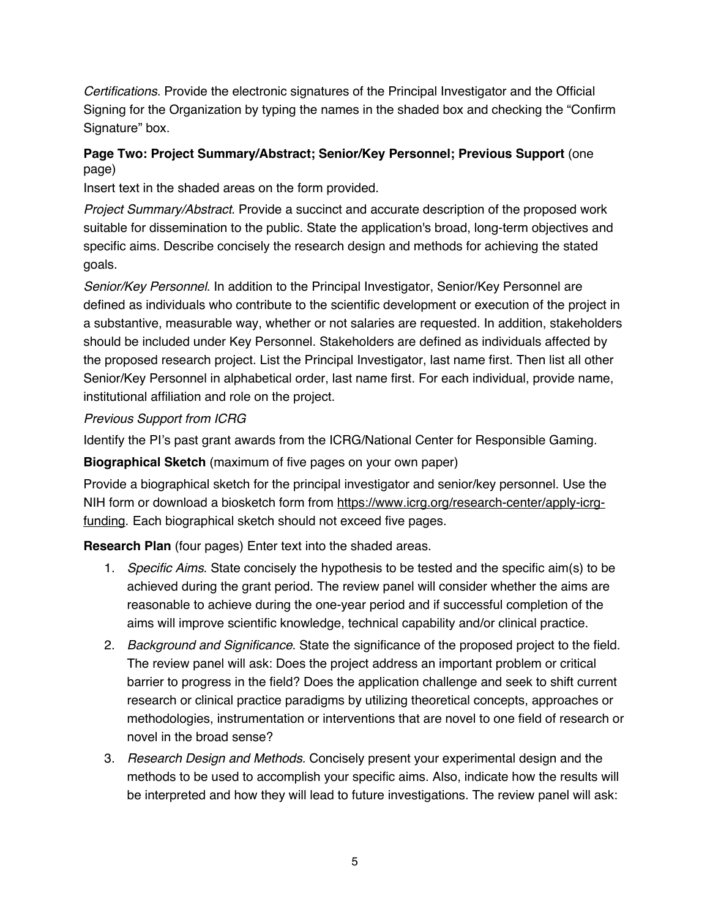*Certifications*. Provide the electronic signatures of the Principal Investigator and the Official Signing for the Organization by typing the names in the shaded box and checking the "Confirm Signature" box.

**Page Two: Project Summary/Abstract; Senior/Key Personnel; Previous Support** (one page)

Insert text in the shaded areas on the form provided.

*Project Summary/Abstract*. Provide a succinct and accurate description of the proposed work suitable for dissemination to the public. State the application's broad, long-term objectives and specific aims. Describe concisely the research design and methods for achieving the stated goals.

*Senior/Key Personnel*. In addition to the Principal Investigator, Senior/Key Personnel are defined as individuals who contribute to the scientific development or execution of the project in a substantive, measurable way, whether or not salaries are requested. In addition, stakeholders should be included under Key Personnel. Stakeholders are defined as individuals affected by the proposed research project. List the Principal Investigator, last name first. Then list all other Senior/Key Personnel in alphabetical order, last name first. For each individual, provide name, institutional affiliation and role on the project.

*Previous Support from ICRG*

Identify the PI's past grant awards from the ICRG/National Center for Responsible Gaming.

**Biographical Sketch** (maximum of five pages on your own paper)

Provide a biographical sketch for the principal investigator and senior/key personnel. Use the NIH form or download a biosketch form from https://www.icrg.org/research-center/apply-icrg-funding. Each biographical sketch should not exceed five pages.

**Research Plan** (four pages) Enter text into the shaded areas.

1. *Specific Aims*. State concisely the hypothesis to be tested and the specific aim(s) to be achieved during the grant period. The review panel will consider whether the aims are reasonable to achieve during the one-year period and if successful completion of the aims will improve scientific knowledge, technical capability and/or clinical practice.
2. *Background and Significance*. State the significance of the proposed project to the field. The review panel will ask: Does the project address an important problem or critical barrier to progress in the field? Does the application challenge and seek to shift current research or clinical practice paradigms by utilizing theoretical concepts, approaches or methodologies, instrumentation or interventions that are novel to one field of research or novel in the broad sense?
3. *Research Design and Methods.* Concisely present your experimental design and the methods to be used to accomplish your specific aims. Also, indicate how the results will be interpreted and how they will lead to future investigations. The review panel will ask: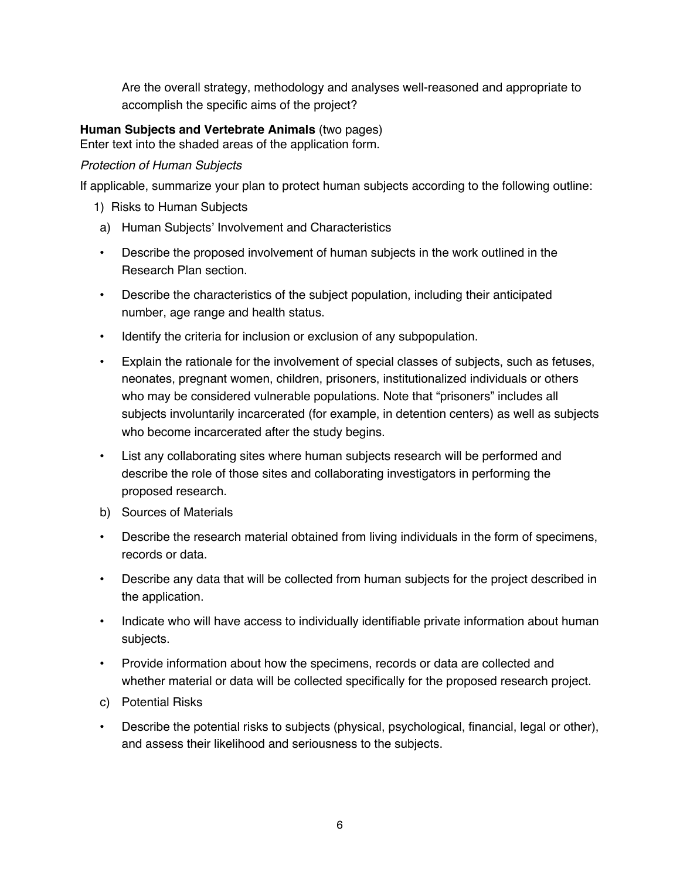Are the overall strategy, methodology and analyses well-reasoned and appropriate to accomplish the specific aims of the project?

**Human Subjects and Vertebrate Animals** (two pages)
Enter text into the shaded areas of the application form.

*Protection of Human Subjects*

If applicable, summarize your plan to protect human subjects according to the following outline:

1) Risks to Human Subjects

a) Human Subjects' Involvement and Characteristics

- Describe the proposed involvement of human subjects in the work outlined in the Research Plan section.
- Describe the characteristics of the subject population, including their anticipated number, age range and health status.
- Identify the criteria for inclusion or exclusion of any subpopulation.
- Explain the rationale for the involvement of special classes of subjects, such as fetuses, neonates, pregnant women, children, prisoners, institutionalized individuals or others who may be considered vulnerable populations. Note that "prisoners" includes all subjects involuntarily incarcerated (for example, in detention centers) as well as subjects who become incarcerated after the study begins.
- List any collaborating sites where human subjects research will be performed and describe the role of those sites and collaborating investigators in performing the proposed research.

b) Sources of Materials

- Describe the research material obtained from living individuals in the form of specimens, records or data.
- Describe any data that will be collected from human subjects for the project described in the application.
- Indicate who will have access to individually identifiable private information about human subjects.
- Provide information about how the specimens, records or data are collected and whether material or data will be collected specifically for the proposed research project.

c) Potential Risks

- Describe the potential risks to subjects (physical, psychological, financial, legal or other), and assess their likelihood and seriousness to the subjects.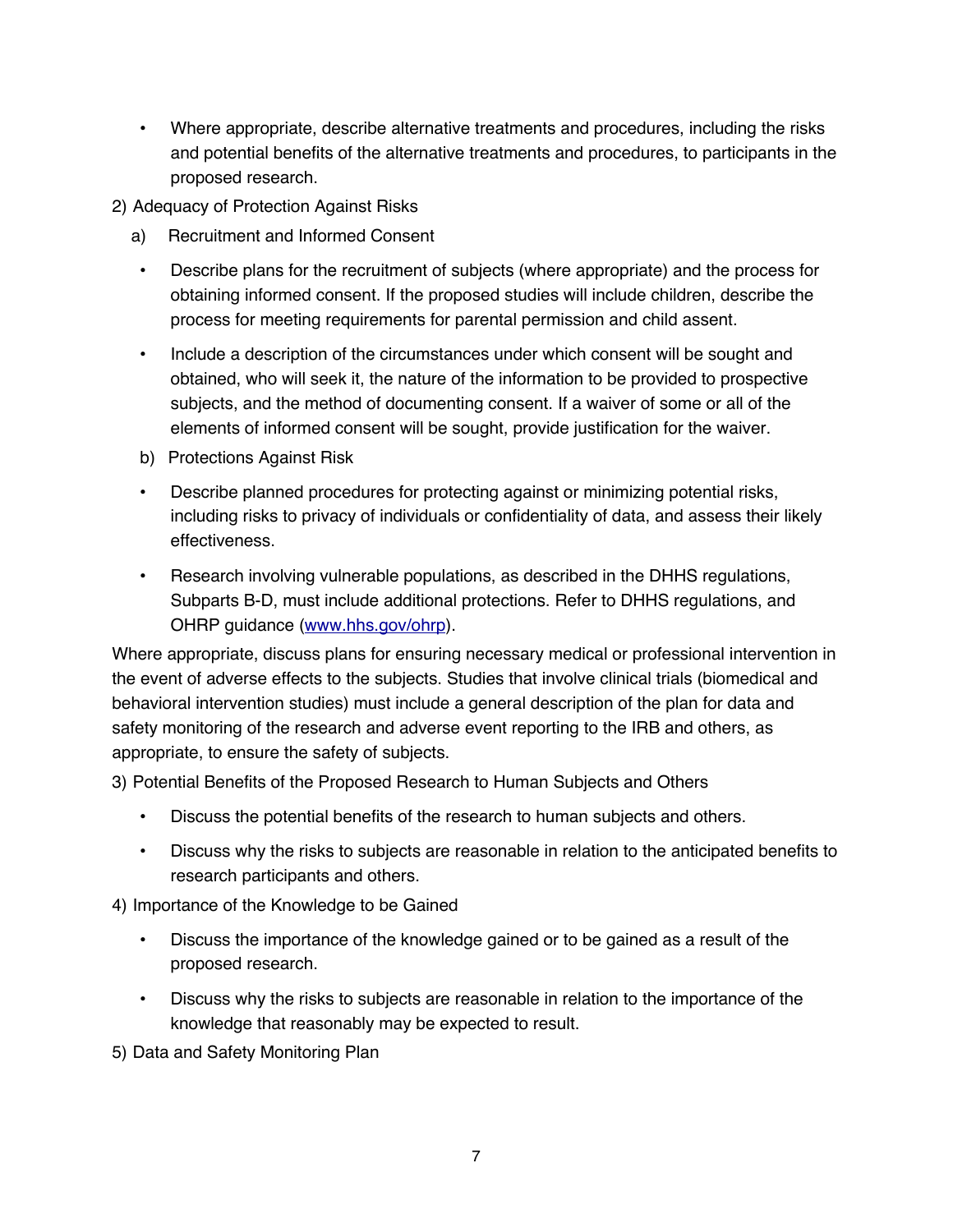- Where appropriate, describe alternative treatments and procedures, including the risks and potential benefits of the alternative treatments and procedures, to participants in the proposed research.

2) Adequacy of Protection Against Risks

   a) Recruitment and Informed Consent

   - Describe plans for the recruitment of subjects (where appropriate) and the process for obtaining informed consent. If the proposed studies will include children, describe the process for meeting requirements for parental permission and child assent.
   - Include a description of the circumstances under which consent will be sought and obtained, who will seek it, the nature of the information to be provided to prospective subjects, and the method of documenting consent. If a waiver of some or all of the elements of informed consent will be sought, provide justification for the waiver.

   b) Protections Against Risk

   - Describe planned procedures for protecting against or minimizing potential risks, including risks to privacy of individuals or confidentiality of data, and assess their likely effectiveness.
   - Research involving vulnerable populations, as described in the DHHS regulations, Subparts B-D, must include additional protections. Refer to DHHS regulations, and OHRP guidance (www.hhs.gov/ohrp).

Where appropriate, discuss plans for ensuring necessary medical or professional intervention in the event of adverse effects to the subjects. Studies that involve clinical trials (biomedical and behavioral intervention studies) must include a general description of the plan for data and safety monitoring of the research and adverse event reporting to the IRB and others, as appropriate, to ensure the safety of subjects.

3) Potential Benefits of the Proposed Research to Human Subjects and Others

   - Discuss the potential benefits of the research to human subjects and others.
   - Discuss why the risks to subjects are reasonable in relation to the anticipated benefits to research participants and others.

4) Importance of the Knowledge to be Gained

   - Discuss the importance of the knowledge gained or to be gained as a result of the proposed research.
   - Discuss why the risks to subjects are reasonable in relation to the importance of the knowledge that reasonably may be expected to result.

5) Data and Safety Monitoring Plan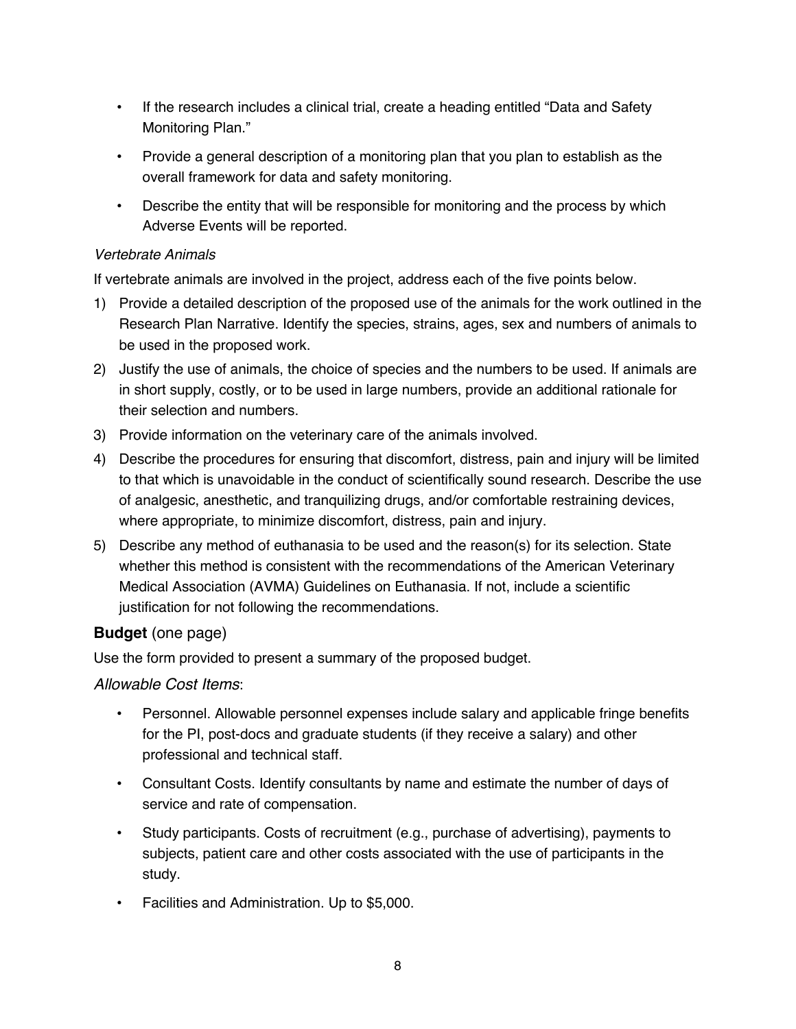- If the research includes a clinical trial, create a heading entitled "Data and Safety Monitoring Plan."
- Provide a general description of a monitoring plan that you plan to establish as the overall framework for data and safety monitoring.
- Describe the entity that will be responsible for monitoring and the process by which Adverse Events will be reported.

*Vertebrate Animals*

If vertebrate animals are involved in the project, address each of the five points below.

1) Provide a detailed description of the proposed use of the animals for the work outlined in the Research Plan Narrative. Identify the species, strains, ages, sex and numbers of animals to be used in the proposed work.
2) Justify the use of animals, the choice of species and the numbers to be used. If animals are in short supply, costly, or to be used in large numbers, provide an additional rationale for their selection and numbers.
3) Provide information on the veterinary care of the animals involved.
4) Describe the procedures for ensuring that discomfort, distress, pain and injury will be limited to that which is unavoidable in the conduct of scientifically sound research. Describe the use of analgesic, anesthetic, and tranquilizing drugs, and/or comfortable restraining devices, where appropriate, to minimize discomfort, distress, pain and injury.
5) Describe any method of euthanasia to be used and the reason(s) for its selection. State whether this method is consistent with the recommendations of the American Veterinary Medical Association (AVMA) Guidelines on Euthanasia. If not, include a scientific justification for not following the recommendations.

### **Budget** (one page)

Use the form provided to present a summary of the proposed budget.

*Allowable Cost Items*:

- Personnel. Allowable personnel expenses include salary and applicable fringe benefits for the PI, post-docs and graduate students (if they receive a salary) and other professional and technical staff.
- Consultant Costs. Identify consultants by name and estimate the number of days of service and rate of compensation.
- Study participants. Costs of recruitment (e.g., purchase of advertising), payments to subjects, patient care and other costs associated with the use of participants in the study.
- Facilities and Administration. Up to $5,000.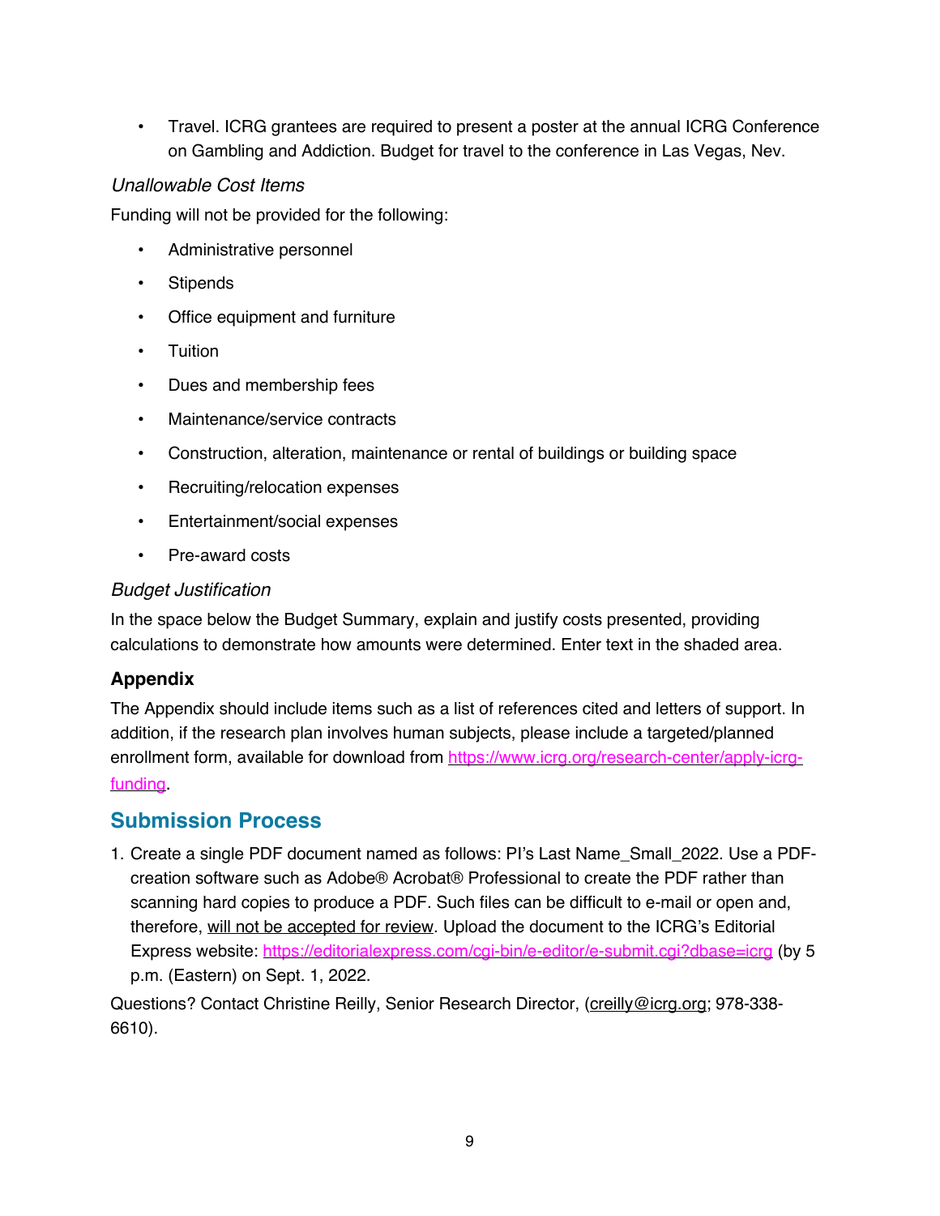- Travel. ICRG grantees are required to present a poster at the annual ICRG Conference on Gambling and Addiction. Budget for travel to the conference in Las Vegas, Nev.

*Unallowable Cost Items*

Funding will not be provided for the following:

- Administrative personnel
- Stipends
- Office equipment and furniture
- Tuition
- Dues and membership fees
- Maintenance/service contracts
- Construction, alteration, maintenance or rental of buildings or building space
- Recruiting/relocation expenses
- Entertainment/social expenses
- Pre-award costs

*Budget Justification*

In the space below the Budget Summary, explain and justify costs presented, providing calculations to demonstrate how amounts were determined. Enter text in the shaded area.

### Appendix

The Appendix should include items such as a list of references cited and letters of support. In addition, if the research plan involves human subjects, please include a targeted/planned enrollment form, available for download from https://www.icrg.org/research-center/apply-icrg-funding.

## Submission Process

1. Create a single PDF document named as follows: PI's Last Name_Small_2022. Use a PDF-creation software such as Adobe® Acrobat® Professional to create the PDF rather than scanning hard copies to produce a PDF. Such files can be difficult to e-mail or open and, therefore, will not be accepted for review. Upload the document to the ICRG's Editorial Express website: https://editorialexpress.com/cgi-bin/e-editor/e-submit.cgi?dbase=icrg (by 5 p.m. (Eastern) on Sept. 1, 2022.

Questions? Contact Christine Reilly, Senior Research Director, (creilly@icrg.org; 978-338-6610).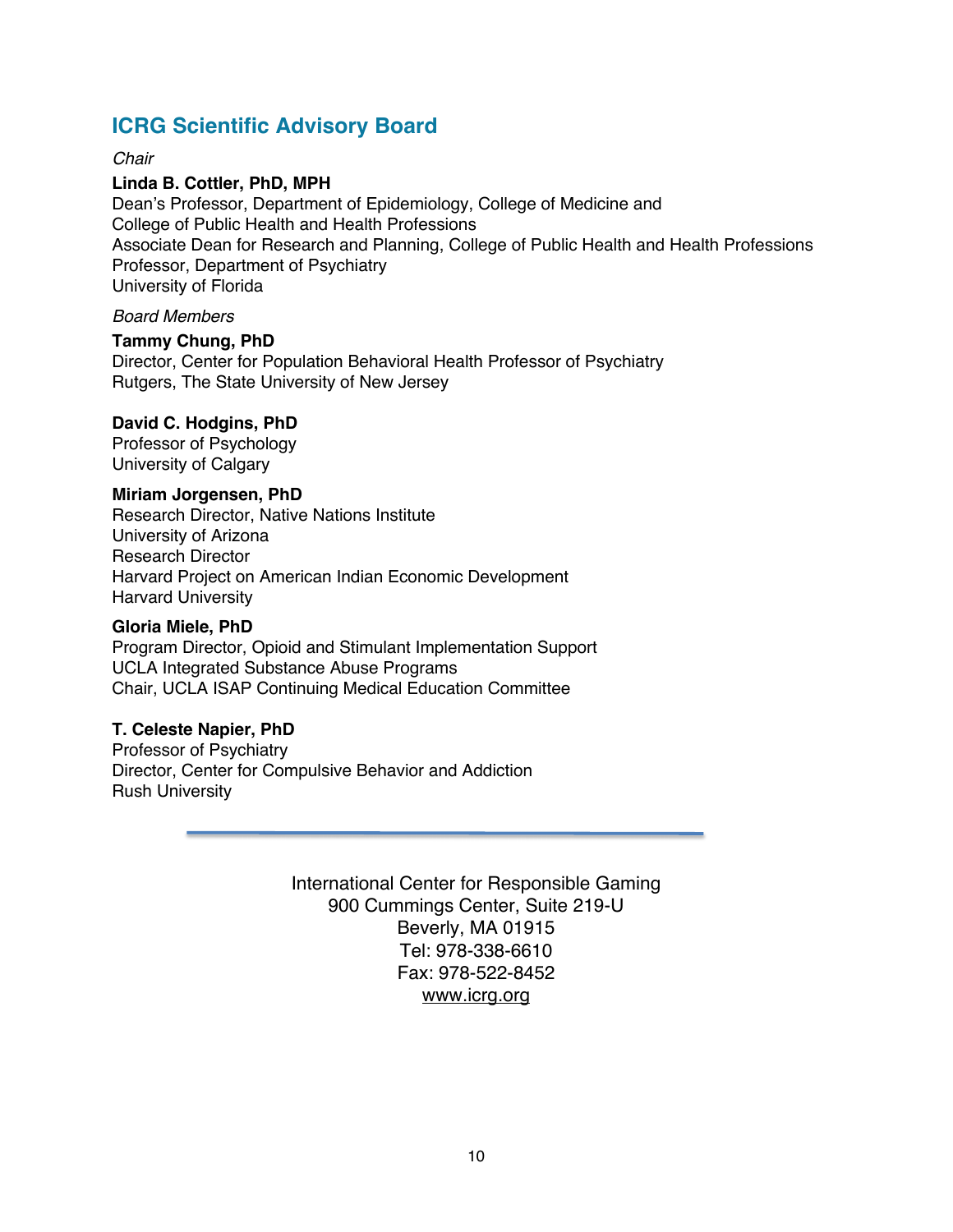## ICRG Scientific Advisory Board

*Chair*

**Linda B. Cottler, PhD, MPH**
Dean's Professor, Department of Epidemiology, College of Medicine and
College of Public Health and Health Professions
Associate Dean for Research and Planning, College of Public Health and Health Professions
Professor, Department of Psychiatry
University of Florida

*Board Members*

**Tammy Chung, PhD**
Director, Center for Population Behavioral Health Professor of Psychiatry
Rutgers, The State University of New Jersey

**David C. Hodgins, PhD**
Professor of Psychology
University of Calgary

**Miriam Jorgensen, PhD**
Research Director, Native Nations Institute
University of Arizona
Research Director
Harvard Project on American Indian Economic Development
Harvard University

**Gloria Miele, PhD**
Program Director, Opioid and Stimulant Implementation Support
UCLA Integrated Substance Abuse Programs
Chair, UCLA ISAP Continuing Medical Education Committee

**T. Celeste Napier, PhD**
Professor of Psychiatry
Director, Center for Compulsive Behavior and Addiction
Rush University

---

International Center for Responsible Gaming
900 Cummings Center, Suite 219-U
Beverly, MA 01915
Tel: 978-338-6610
Fax: 978-522-8452
www.icrg.org